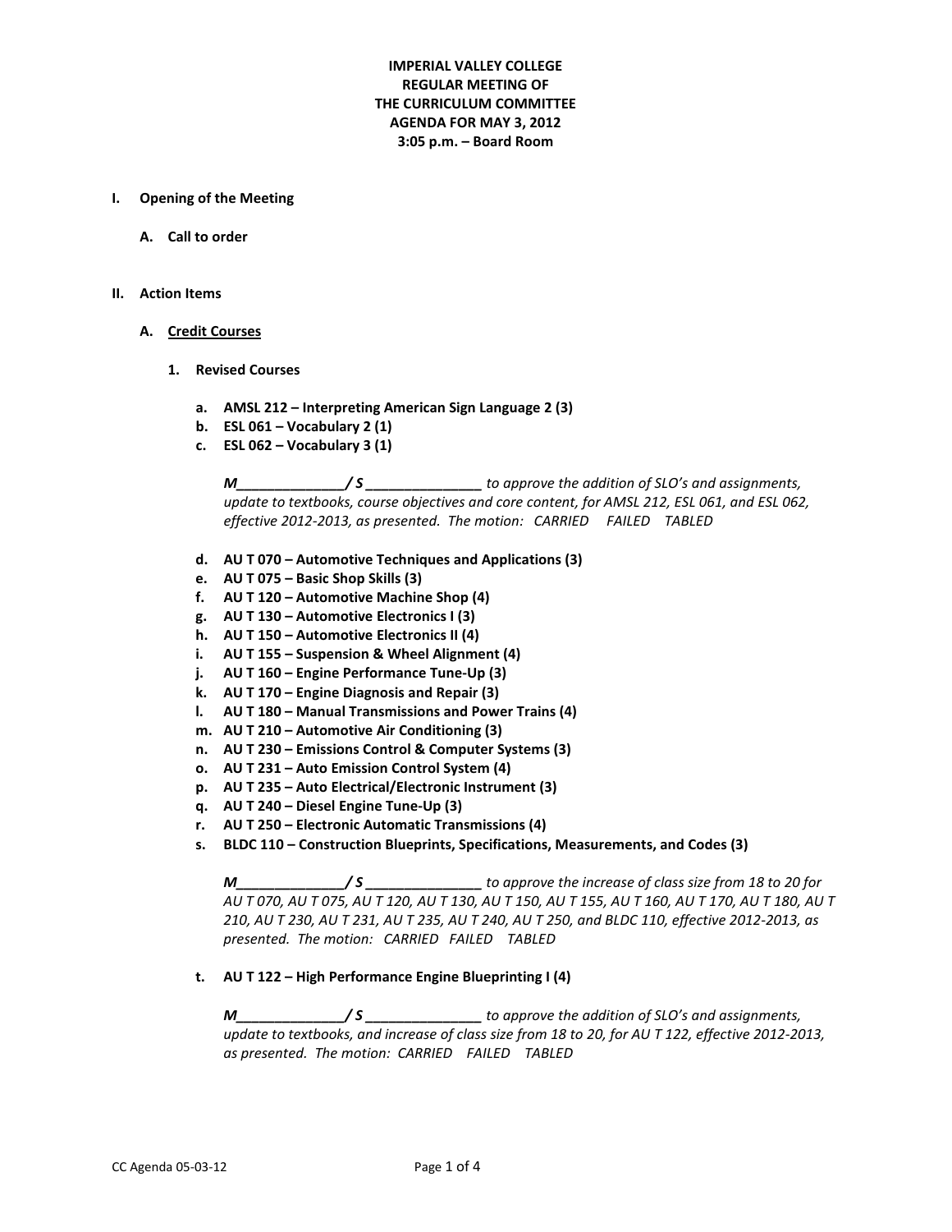**IMPERIAL VALLEY COLLEGE**
**REGULAR MEETING OF**
**THE CURRICULUM COMMITTEE**
**AGENDA FOR MAY 3, 2012**
**3:05 p.m. – Board Room**

**I. Opening of the Meeting**

**A. Call to order**

**II. Action Items**

**A. Credit Courses**

**1. Revised Courses**

**a. AMSL 212 – Interpreting American Sign Language 2 (3)**
**b. ESL 061 – Vocabulary 2 (1)**
**c. ESL 062 – Vocabulary 3 (1)**

***M______________/ S _______________*** *to approve the addition of SLO's and assignments, update to textbooks, course objectives and core content, for AMSL 212, ESL 061, and ESL 062, effective 2012-2013, as presented. The motion: CARRIED FAILED TABLED*

**d. AU T 070 – Automotive Techniques and Applications (3)**
**e. AU T 075 – Basic Shop Skills (3)**
**f. AU T 120 – Automotive Machine Shop (4)**
**g. AU T 130 – Automotive Electronics I (3)**
**h. AU T 150 – Automotive Electronics II (4)**
**i. AU T 155 – Suspension & Wheel Alignment (4)**
**j. AU T 160 – Engine Performance Tune-Up (3)**
**k. AU T 170 – Engine Diagnosis and Repair (3)**
**l. AU T 180 – Manual Transmissions and Power Trains (4)**
**m. AU T 210 – Automotive Air Conditioning (3)**
**n. AU T 230 – Emissions Control & Computer Systems (3)**
**o. AU T 231 – Auto Emission Control System (4)**
**p. AU T 235 – Auto Electrical/Electronic Instrument (3)**
**q. AU T 240 – Diesel Engine Tune-Up (3)**
**r. AU T 250 – Electronic Automatic Transmissions (4)**
**s. BLDC 110 – Construction Blueprints, Specifications, Measurements, and Codes (3)**

***M______________/ S _______________*** *to approve the increase of class size from 18 to 20 for AU T 070, AU T 075, AU T 120, AU T 130, AU T 150, AU T 155, AU T 160, AU T 170, AU T 180, AU T 210, AU T 230, AU T 231, AU T 235, AU T 240, AU T 250, and BLDC 110, effective 2012-2013, as presented. The motion: CARRIED FAILED TABLED*

**t. AU T 122 – High Performance Engine Blueprinting I (4)**

***M______________/ S _______________*** *to approve the addition of SLO's and assignments, update to textbooks, and increase of class size from 18 to 20, for AU T 122, effective 2012-2013, as presented. The motion: CARRIED FAILED TABLED*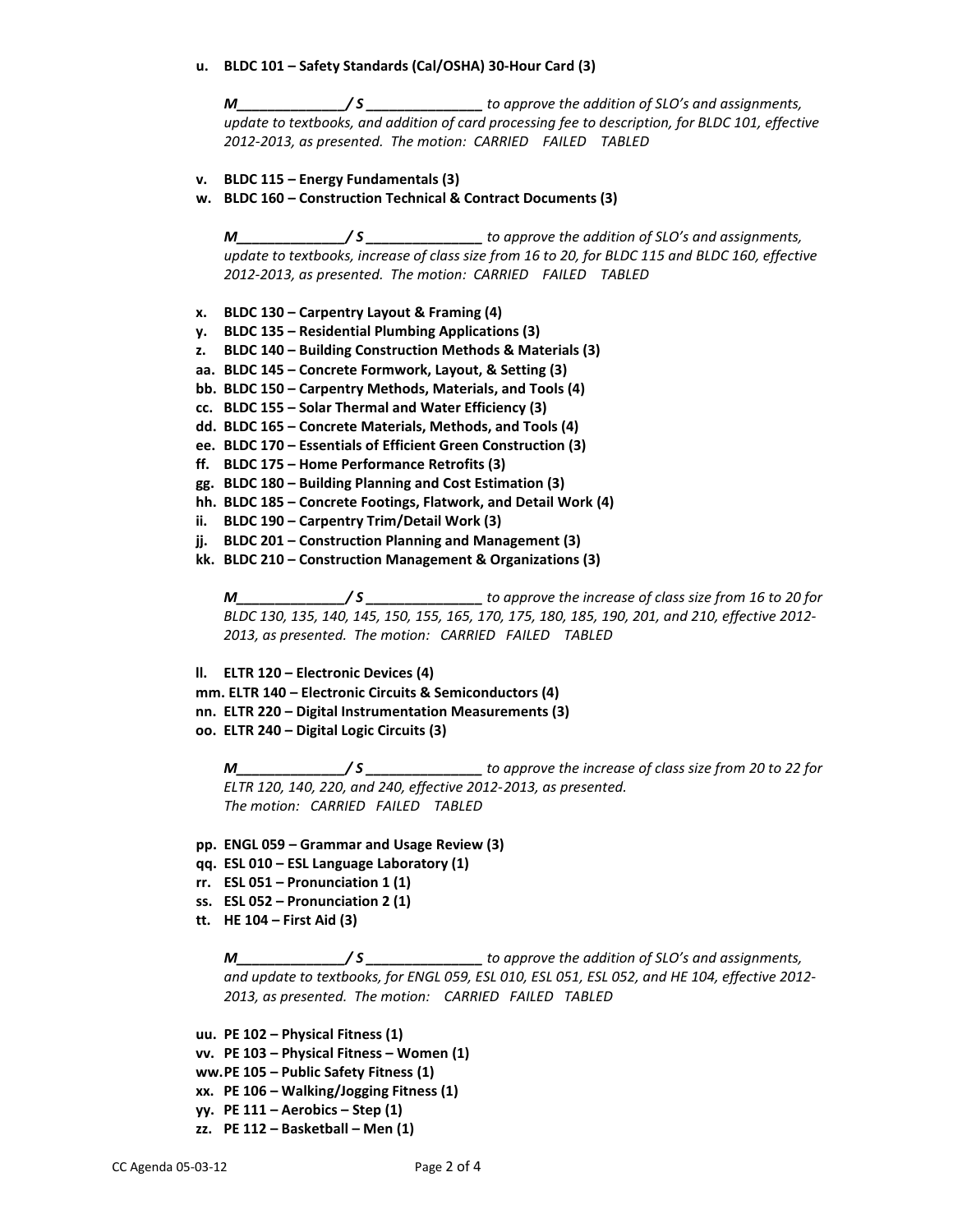**u. BLDC 101 – Safety Standards (Cal/OSHA) 30-Hour Card (3)**

***M______________/ S _______________*** *to approve the addition of SLO's and assignments, update to textbooks, and addition of card processing fee to description, for BLDC 101, effective 2012-2013, as presented. The motion: CARRIED FAILED TABLED*

**v. BLDC 115 – Energy Fundamentals (3)**
**w. BLDC 160 – Construction Technical & Contract Documents (3)**

***M______________/ S _______________*** *to approve the addition of SLO's and assignments, update to textbooks, increase of class size from 16 to 20, for BLDC 115 and BLDC 160, effective 2012-2013, as presented. The motion: CARRIED FAILED TABLED*

**x. BLDC 130 – Carpentry Layout & Framing (4)**
**y. BLDC 135 – Residential Plumbing Applications (3)**
**z. BLDC 140 – Building Construction Methods & Materials (3)**
**aa. BLDC 145 – Concrete Formwork, Layout, & Setting (3)**
**bb. BLDC 150 – Carpentry Methods, Materials, and Tools (4)**
**cc. BLDC 155 – Solar Thermal and Water Efficiency (3)**
**dd. BLDC 165 – Concrete Materials, Methods, and Tools (4)**
**ee. BLDC 170 – Essentials of Efficient Green Construction (3)**
**ff. BLDC 175 – Home Performance Retrofits (3)**
**gg. BLDC 180 – Building Planning and Cost Estimation (3)**
**hh. BLDC 185 – Concrete Footings, Flatwork, and Detail Work (4)**
**ii. BLDC 190 – Carpentry Trim/Detail Work (3)**
**jj. BLDC 201 – Construction Planning and Management (3)**
**kk. BLDC 210 – Construction Management & Organizations (3)**

***M______________/ S _______________*** *to approve the increase of class size from 16 to 20 for BLDC 130, 135, 140, 145, 150, 155, 165, 170, 175, 180, 185, 190, 201, and 210, effective 2012-2013, as presented. The motion: CARRIED FAILED TABLED*

**ll. ELTR 120 – Electronic Devices (4)**
**mm. ELTR 140 – Electronic Circuits & Semiconductors (4)**
**nn. ELTR 220 – Digital Instrumentation Measurements (3)**
**oo. ELTR 240 – Digital Logic Circuits (3)**

***M______________/ S _______________*** *to approve the increase of class size from 20 to 22 for ELTR 120, 140, 220, and 240, effective 2012-2013, as presented. The motion: CARRIED FAILED TABLED*

**pp. ENGL 059 – Grammar and Usage Review (3)**
**qq. ESL 010 – ESL Language Laboratory (1)**
**rr. ESL 051 – Pronunciation 1 (1)**
**ss. ESL 052 – Pronunciation 2 (1)**
**tt. HE 104 – First Aid (3)**

***M______________/ S _______________*** *to approve the addition of SLO's and assignments, and update to textbooks, for ENGL 059, ESL 010, ESL 051, ESL 052, and HE 104, effective 2012-2013, as presented. The motion: CARRIED FAILED TABLED*

**uu. PE 102 – Physical Fitness (1)**
**vv. PE 103 – Physical Fitness – Women (1)**
**ww. PE 105 – Public Safety Fitness (1)**
**xx. PE 106 – Walking/Jogging Fitness (1)**
**yy. PE 111 – Aerobics – Step (1)**
**zz. PE 112 – Basketball – Men (1)**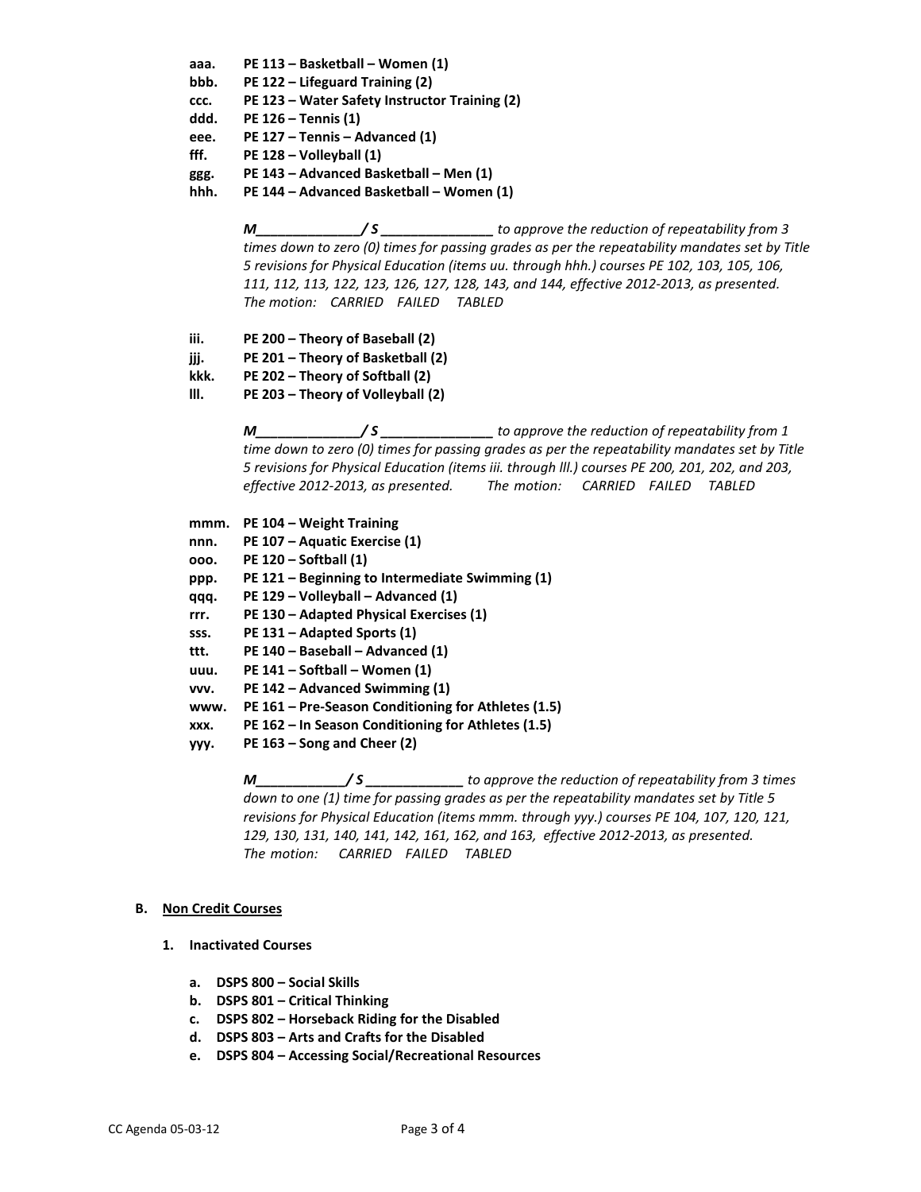**aaa. PE 113 – Basketball – Women (1)**
**bbb. PE 122 – Lifeguard Training (2)**
**ccc. PE 123 – Water Safety Instructor Training (2)**
**ddd. PE 126 – Tennis (1)**
**eee. PE 127 – Tennis – Advanced (1)**
**fff. PE 128 – Volleyball (1)**
**ggg. PE 143 – Advanced Basketball – Men (1)**
**hhh. PE 144 – Advanced Basketball – Women (1)**

***M______________/ S _______________*** *to approve the reduction of repeatability from 3 times down to zero (0) times for passing grades as per the repeatability mandates set by Title 5 revisions for Physical Education (items uu. through hhh.) courses PE 102, 103, 105, 106, 111, 112, 113, 122, 123, 126, 127, 128, 143, and 144, effective 2012-2013, as presented. The motion: CARRIED FAILED TABLED*

**iii. PE 200 – Theory of Baseball (2)**
**jjj. PE 201 – Theory of Basketball (2)**
**kkk. PE 202 – Theory of Softball (2)**
**lll. PE 203 – Theory of Volleyball (2)**

***M______________/ S _______________*** *to approve the reduction of repeatability from 1 time down to zero (0) times for passing grades as per the repeatability mandates set by Title 5 revisions for Physical Education (items iii. through lll.) courses PE 200, 201, 202, and 203, effective 2012-2013, as presented. The motion: CARRIED FAILED TABLED*

**mmm. PE 104 – Weight Training**
**nnn. PE 107 – Aquatic Exercise (1)**
**ooo. PE 120 – Softball (1)**
**ppp. PE 121 – Beginning to Intermediate Swimming (1)**
**qqq. PE 129 – Volleyball – Advanced (1)**
**rrr. PE 130 – Adapted Physical Exercises (1)**
**sss. PE 131 – Adapted Sports (1)**
**ttt. PE 140 – Baseball – Advanced (1)**
**uuu. PE 141 – Softball – Women (1)**
**vvv. PE 142 – Advanced Swimming (1)**
**www. PE 161 – Pre-Season Conditioning for Athletes (1.5)**
**xxx. PE 162 – In Season Conditioning for Athletes (1.5)**
**yyy. PE 163 – Song and Cheer (2)**

***M____________/ S _____________*** *to approve the reduction of repeatability from 3 times down to one (1) time for passing grades as per the repeatability mandates set by Title 5 revisions for Physical Education (items mmm. through yyy.) courses PE 104, 107, 120, 121, 129, 130, 131, 140, 141, 142, 161, 162, and 163, effective 2012-2013, as presented. The motion: CARRIED FAILED TABLED*

**B. <u>Non Credit Courses</u>**

**1. Inactivated Courses**

**a. DSPS 800 – Social Skills**
**b. DSPS 801 – Critical Thinking**
**c. DSPS 802 – Horseback Riding for the Disabled**
**d. DSPS 803 – Arts and Crafts for the Disabled**
**e. DSPS 804 – Accessing Social/Recreational Resources**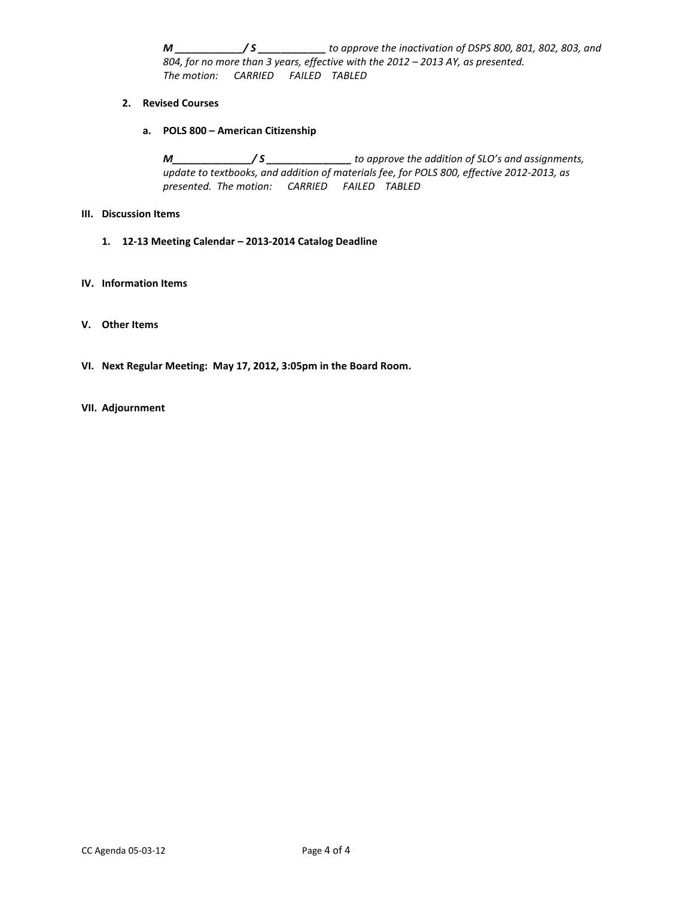***M \_\_\_\_\_\_\_\_\_\_\_\_/ S \_\_\_\_\_\_\_\_\_\_\_\_*** *to approve the inactivation of DSPS 800, 801, 802, 803, and 804, for no more than 3 years, effective with the 2012 – 2013 AY, as presented.*
*The motion: CARRIED FAILED TABLED*

**2. Revised Courses**

**a. POLS 800 – American Citizenship**

***M\_\_\_\_\_\_\_\_\_\_\_\_\_\_/ S \_\_\_\_\_\_\_\_\_\_\_\_\_\_\_*** *to approve the addition of SLO's and assignments, update to textbooks, and addition of materials fee, for POLS 800, effective 2012-2013, as presented. The motion: CARRIED FAILED TABLED*

**III. Discussion Items**

**1. 12-13 Meeting Calendar – 2013-2014 Catalog Deadline**

**IV. Information Items**

**V. Other Items**

**VI. Next Regular Meeting: May 17, 2012, 3:05pm in the Board Room.**

**VII. Adjournment**